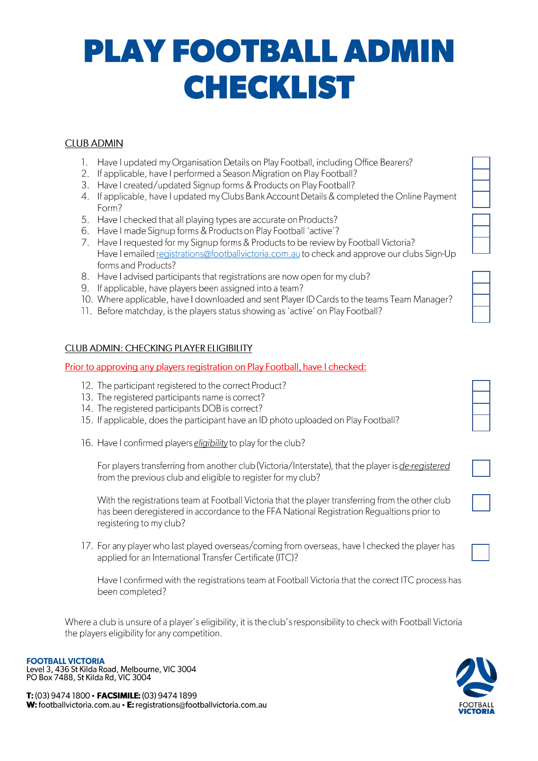# PLAY FOOTBALL ADMIN CHECKLIST

## CLUB ADMIN

1. Have I updated my Organisation Details on Play Football, including Office Bearers?
2. If applicable, have I performed a Season Migration on Play Football?
3. Have I created/updated Signup forms & Products on Play Football?
4. If applicable, have I updated my Clubs Bank Account Details & completed the Online Payment Form?
5. Have I checked that all playing types are accurate on Products?
6. Have I made Signup forms & Products on Play Football 'active'?
7. Have I requested for my Signup forms & Products to be review by Football Victoria?
   Have I emailed registrations@footballvictoria.com.au to check and approve our clubs Sign-Up forms and Products?
8. Have I advised participants that registrations are now open for my club?
9. If applicable, have players been assigned into a team?
10. Where applicable, have I downloaded and sent Player ID Cards to the teams Team Manager?
11. Before matchday, is the players status showing as 'active' on Play Football?

## CLUB ADMIN: CHECKING PLAYER ELIGIBILITY

Prior to approving any players registration on Play Football, have I checked:

12. The participant registered to the correct Product?
13. The registered participants name is correct?
14. The registered participants DOB is correct?
15. If applicable, does the participant have an ID photo uploaded on Play Football?
16. Have I confirmed players *eligibility* to play for the club?

    For players transferring from another club (Victoria/Interstate), that the player is *de-registered* from the previous club and eligible to register for my club?

    With the registrations team at Football Victoria that the player transferring from the other club has been deregistered in accordance to the FFA National Registration Regualtions prior to registering to my club?

17. For any player who last played overseas/coming from overseas, have I checked the player has applied for an International Transfer Certificate (ITC)?

    Have I confirmed with the registrations team at Football Victoria that the correct ITC process has been completed?

Where a club is unsure of a player's eligibility, it is the club's responsibility to check with Football Victoria the players eligibility for any competition.

**FOOTBALL VICTORIA**
Level 3, 436 St Kilda Road, Melbourne, VIC 3004
PO Box 7488, St Kilda Rd, VIC 3004

**T:** (03) 9474 1800 • **FACSIMILE:** (03) 9474 1899
**W:** footballvictoria.com.au • **E:** registrations@footballvictoria.com.au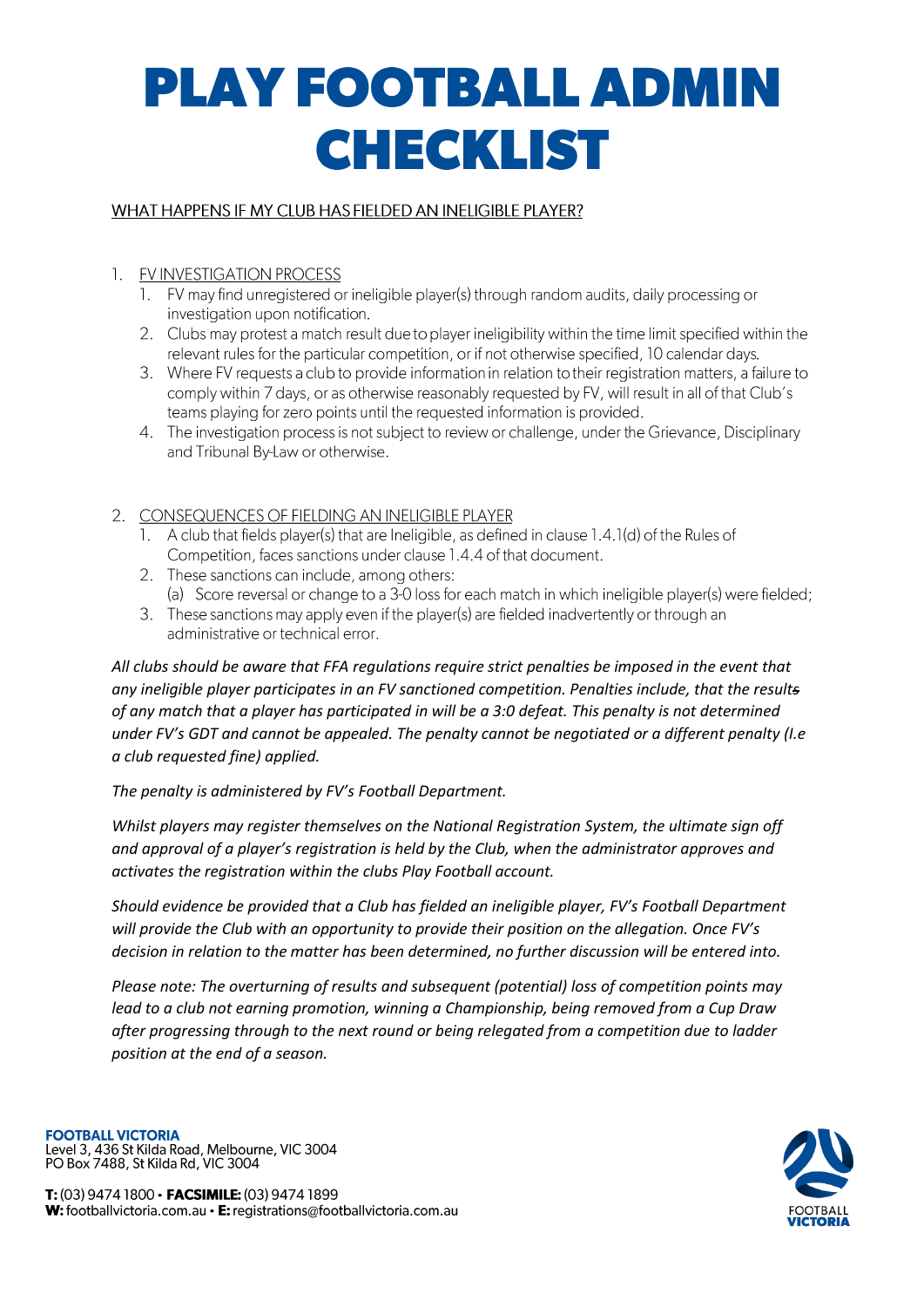# PLAY FOOTBALL ADMIN CHECKLIST

WHAT HAPPENS IF MY CLUB HAS FIELDED AN INELIGIBLE PLAYER?

1. FV INVESTIGATION PROCESS
    1. FV may find unregistered or ineligible player(s) through random audits, daily processing or investigation upon notification.
    2. Clubs may protest a match result due to player ineligibility within the time limit specified within the relevant rules for the particular competition, or if not otherwise specified, 10 calendar days.
    3. Where FV requests a club to provide information in relation to their registration matters, a failure to comply within 7 days, or as otherwise reasonably requested by FV, will result in all of that Club's teams playing for zero points until the requested information is provided.
    4. The investigation process is not subject to review or challenge, under the Grievance, Disciplinary and Tribunal By-Law or otherwise.

2. CONSEQUENCES OF FIELDING AN INELIGIBLE PLAYER
    1. A club that fields player(s) that are Ineligible, as defined in clause 1.4.1(d) of the Rules of Competition, faces sanctions under clause 1.4.4 of that document.
    2. These sanctions can include, among others:
        (a) Score reversal or change to a 3-0 loss for each match in which ineligible player(s) were fielded;
    3. These sanctions may apply even if the player(s) are fielded inadvertently or through an administrative or technical error.

*All clubs should be aware that FFA regulations require strict penalties be imposed in the event that any ineligible player participates in an FV sanctioned competition. Penalties include, that the results of any match that a player has participated in will be a 3:0 defeat. This penalty is not determined under FV's GDT and cannot be appealed. The penalty cannot be negotiated or a different penalty (I.e a club requested fine) applied.*

*The penalty is administered by FV's Football Department.*

*Whilst players may register themselves on the National Registration System, the ultimate sign off and approval of a player's registration is held by the Club, when the administrator approves and activates the registration within the clubs Play Football account.*

*Should evidence be provided that a Club has fielded an ineligible player, FV's Football Department will provide the Club with an opportunity to provide their position on the allegation. Once FV's decision in relation to the matter has been determined, no further discussion will be entered into.*

*Please note: The overturning of results and subsequent (potential) loss of competition points may lead to a club not earning promotion, winning a Championship, being removed from a Cup Draw after progressing through to the next round or being relegated from a competition due to ladder position at the end of a season.*

**FOOTBALL VICTORIA**
Level 3, 436 St Kilda Road, Melbourne, VIC 3004
PO Box 7488, St Kilda Rd, VIC 3004

**T:** (03) 9474 1800 • **FACSIMILE:** (03) 9474 1899
**W:** footballvictoria.com.au • **E:** registrations@footballvictoria.com.au